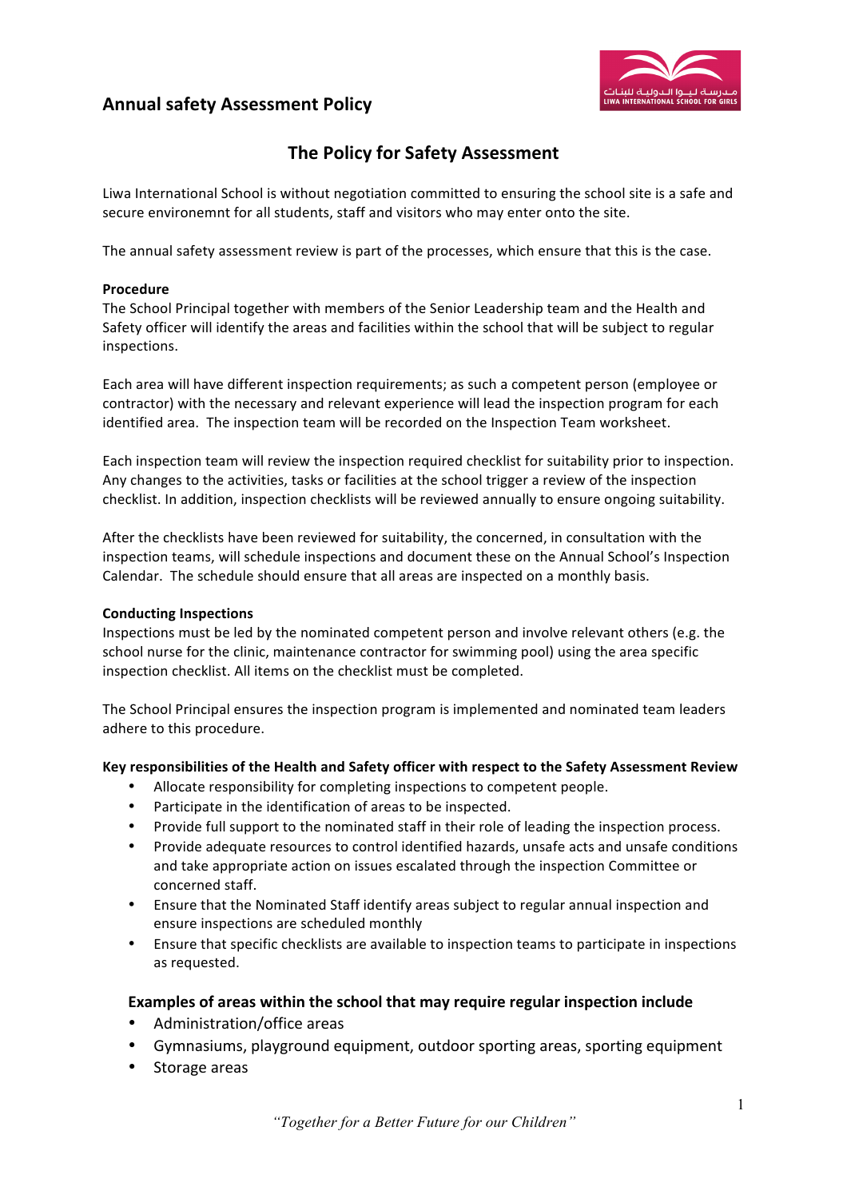# Annual safety Assessment Policy

## The Policy for Safety Assessment

Liwa International School is without negotiation committed to ensuring the school site is a safe and secure environemnt for all students, staff and visitors who may enter onto the site.

The annual safety assessment review is part of the processes, which ensure that this is the case.

**Procedure**

The School Principal together with members of the Senior Leadership team and the Health and Safety officer will identify the areas and facilities within the school that will be subject to regular inspections.

Each area will have different inspection requirements; as such a competent person (employee or contractor) with the necessary and relevant experience will lead the inspection program for each identified area. The inspection team will be recorded on the Inspection Team worksheet.

Each inspection team will review the inspection required checklist for suitability prior to inspection. Any changes to the activities, tasks or facilities at the school trigger a review of the inspection checklist. In addition, inspection checklists will be reviewed annually to ensure ongoing suitability.

After the checklists have been reviewed for suitability, the concerned, in consultation with the inspection teams, will schedule inspections and document these on the Annual School's Inspection Calendar. The schedule should ensure that all areas are inspected on a monthly basis.

**Conducting Inspections**

Inspections must be led by the nominated competent person and involve relevant others (e.g. the school nurse for the clinic, maintenance contractor for swimming pool) using the area specific inspection checklist. All items on the checklist must be completed.

The School Principal ensures the inspection program is implemented and nominated team leaders adhere to this procedure.

**Key responsibilities of the Health and Safety officer with respect to the Safety Assessment Review**

- Allocate responsibility for completing inspections to competent people.
- Participate in the identification of areas to be inspected.
- Provide full support to the nominated staff in their role of leading the inspection process.
- Provide adequate resources to control identified hazards, unsafe acts and unsafe conditions and take appropriate action on issues escalated through the inspection Committee or concerned staff.
- Ensure that the Nominated Staff identify areas subject to regular annual inspection and ensure inspections are scheduled monthly
- Ensure that specific checklists are available to inspection teams to participate in inspections as requested.

**Examples of areas within the school that may require regular inspection include**

- Administration/office areas
- Gymnasiums, playground equipment, outdoor sporting areas, sporting equipment
- Storage areas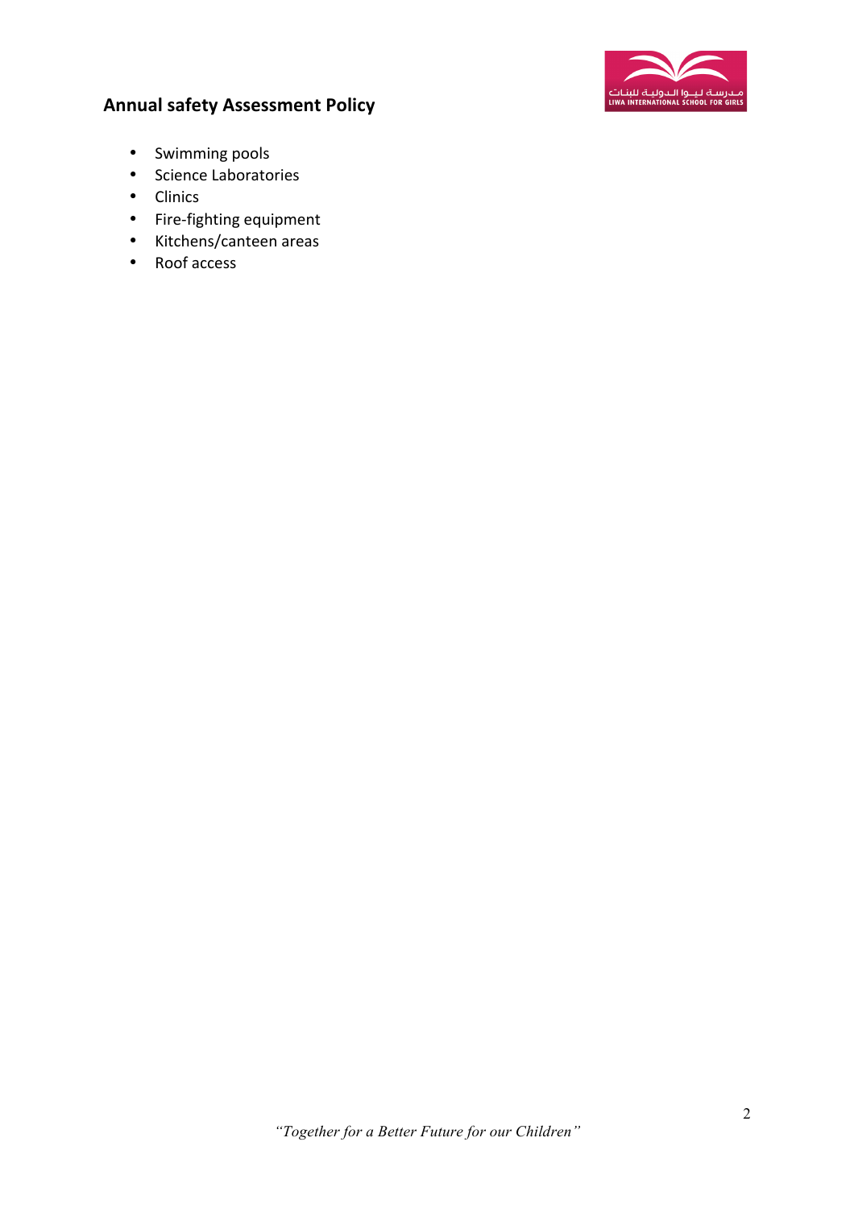## Annual safety Assessment Policy

- Swimming pools
- Science Laboratories
- Clinics
- Fire-fighting equipment
- Kitchens/canteen areas
- Roof access